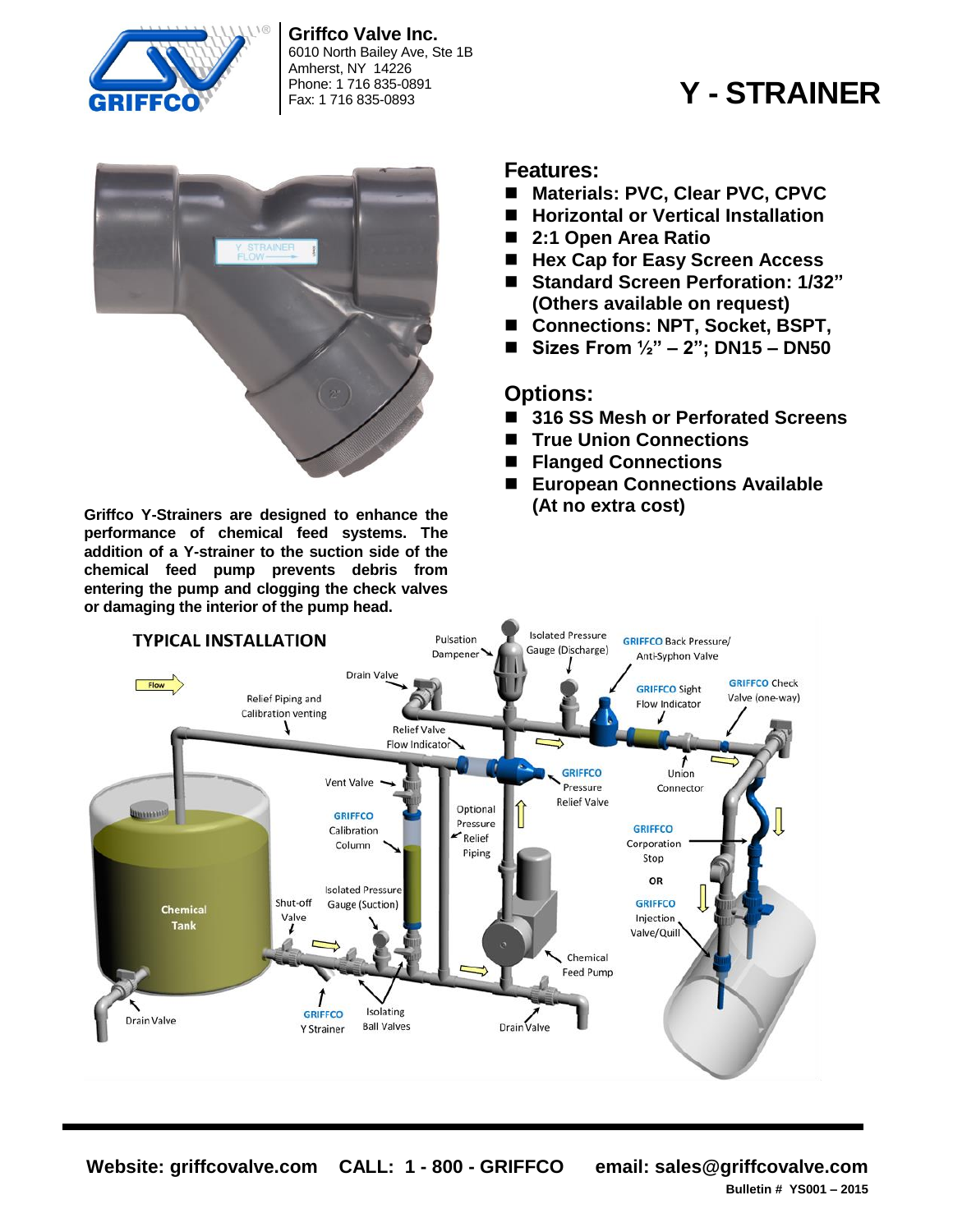**Griffco Valve Inc.**
6010 North Bailey Ave, Ste 1B
Amherst, NY 14226
Phone: 1 716 835-0891
Fax: 1 716 835-0893

# Y - STRAINER

## Features:

- **Materials: PVC, Clear PVC, CPVC**
- **Horizontal or Vertical Installation**
- **2:1 Open Area Ratio**
- **Hex Cap for Easy Screen Access**
- **Standard Screen Perforation: 1/32" (Others available on request)**
- **Connections: NPT, Socket, BSPT,**
- **Sizes From ½" – 2"; DN15 – DN50**

## Options:

- **316 SS Mesh or Perforated Screens**
- **True Union Connections**
- **Flanged Connections**
- **European Connections Available (At no extra cost)**

**Griffco Y-Strainers are designed to enhance the performance of chemical feed systems. The addition of a Y-strainer to the suction side of the chemical feed pump prevents debris from entering the pump and clogging the check valves or damaging the interior of the pump head.**

## TYPICAL INSTALLATION

**Website: griffcovalve.com CALL: 1 - 800 - GRIFFCO email: sales@griffcovalve.com**

**Bulletin # YS001 – 2015**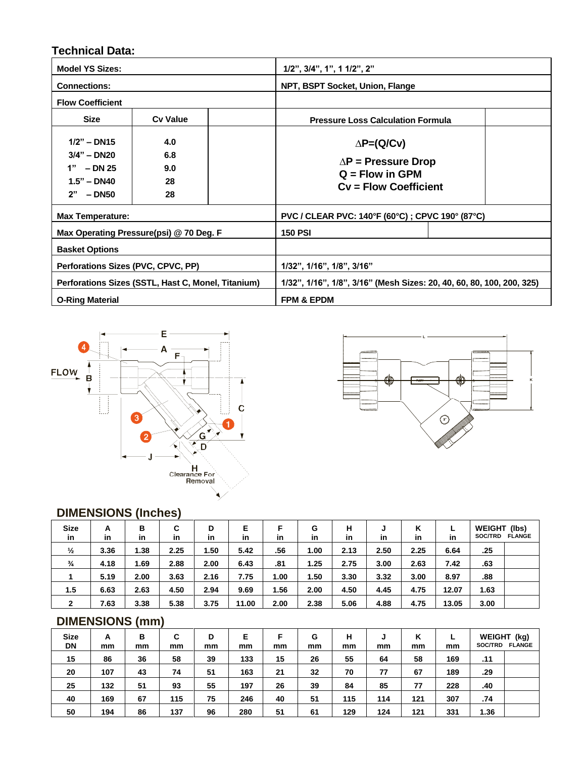## Technical Data:

| | | |
|---|---|---|
| **Model YS Sizes:** | | **1/2", 3/4", 1", 1 1/2", 2"** |
| **Connections:** | | **NPT, BSPT Socket, Union, Flange** |
| **Flow Coefficient** | | |
| **Size** | **Cv Value** | **Pressure Loss Calculation Formula** |
| **1/2" – DN15**<br>**3/4" – DN20**<br>**1" – DN 25**<br>**1.5" – DN40**<br>**2" – DN50** | **4.0**<br>**6.8**<br>**9.0**<br>**28**<br>**28** | **∆P=(Q/Cv)**<br>**∆P = Pressure Drop**<br>**Q = Flow in GPM**<br>**Cv = Flow Coefficient** |
| **Max Temperature:** | | **PVC / CLEAR PVC: 140°F (60°C) ; CPVC 190° (87°C)** |
| **Max Operating Pressure(psi) @ 70 Deg. F** | | **150 PSI** |
| **Basket Options** | | |
| **Perforations Sizes (PVC, CPVC, PP)** | | **1/32", 1/16", 1/8", 3/16"** |
| **Perforations Sizes (SSTL, Hast C, Monel, Titanium)** | | **1/32", 1/16", 1/8", 3/16" (Mesh Sizes: 20, 40, 60, 80, 100, 200, 325)** |
| **O-Ring Material** | | **FPM & EPDM** |

E
A
F
FLOW
B
C
G
D
J
H
Clearance For Removal
1
2
3
4

L
K

## DIMENSIONS (Inches)

| Size in | A in | B in | C in | D in | E in | F in | G in | H in | J in | K in | L in | WEIGHT (lbs) SOC/TRD | FLANGE |
|---|---|---|---|---|---|---|---|---|---|---|---|---|---|
| ½ | 3.36 | 1.38 | 2.25 | 1.50 | 5.42 | .56 | 1.00 | 2.13 | 2.50 | 2.25 | 6.64 | .25 | |
| ¾ | 4.18 | 1.69 | 2.88 | 2.00 | 6.43 | .81 | 1.25 | 2.75 | 3.00 | 2.63 | 7.42 | .63 | |
| 1 | 5.19 | 2.00 | 3.63 | 2.16 | 7.75 | 1.00 | 1.50 | 3.30 | 3.32 | 3.00 | 8.97 | .88 | |
| 1.5 | 6.63 | 2.63 | 4.50 | 2.94 | 9.69 | 1.56 | 2.00 | 4.50 | 4.45 | 4.75 | 12.07 | 1.63 | |
| 2 | 7.63 | 3.38 | 5.38 | 3.75 | 11.00 | 2.00 | 2.38 | 5.06 | 4.88 | 4.75 | 13.05 | 3.00 | |

## DIMENSIONS (mm)

| Size DN | A mm | B mm | C mm | D mm | E mm | F mm | G mm | H mm | J mm | K mm | L mm | WEIGHT (kg) SOC/TRD | FLANGE |
|---|---|---|---|---|---|---|---|---|---|---|---|---|---|
| 15 | 86 | 36 | 58 | 39 | 133 | 15 | 26 | 55 | 64 | 58 | 169 | .11 | |
| 20 | 107 | 43 | 74 | 51 | 163 | 21 | 32 | 70 | 77 | 67 | 189 | .29 | |
| 25 | 132 | 51 | 93 | 55 | 197 | 26 | 39 | 84 | 85 | 77 | 228 | .40 | |
| 40 | 169 | 67 | 115 | 75 | 246 | 40 | 51 | 115 | 114 | 121 | 307 | .74 | |
| 50 | 194 | 86 | 137 | 96 | 280 | 51 | 61 | 129 | 124 | 121 | 331 | 1.36 | |